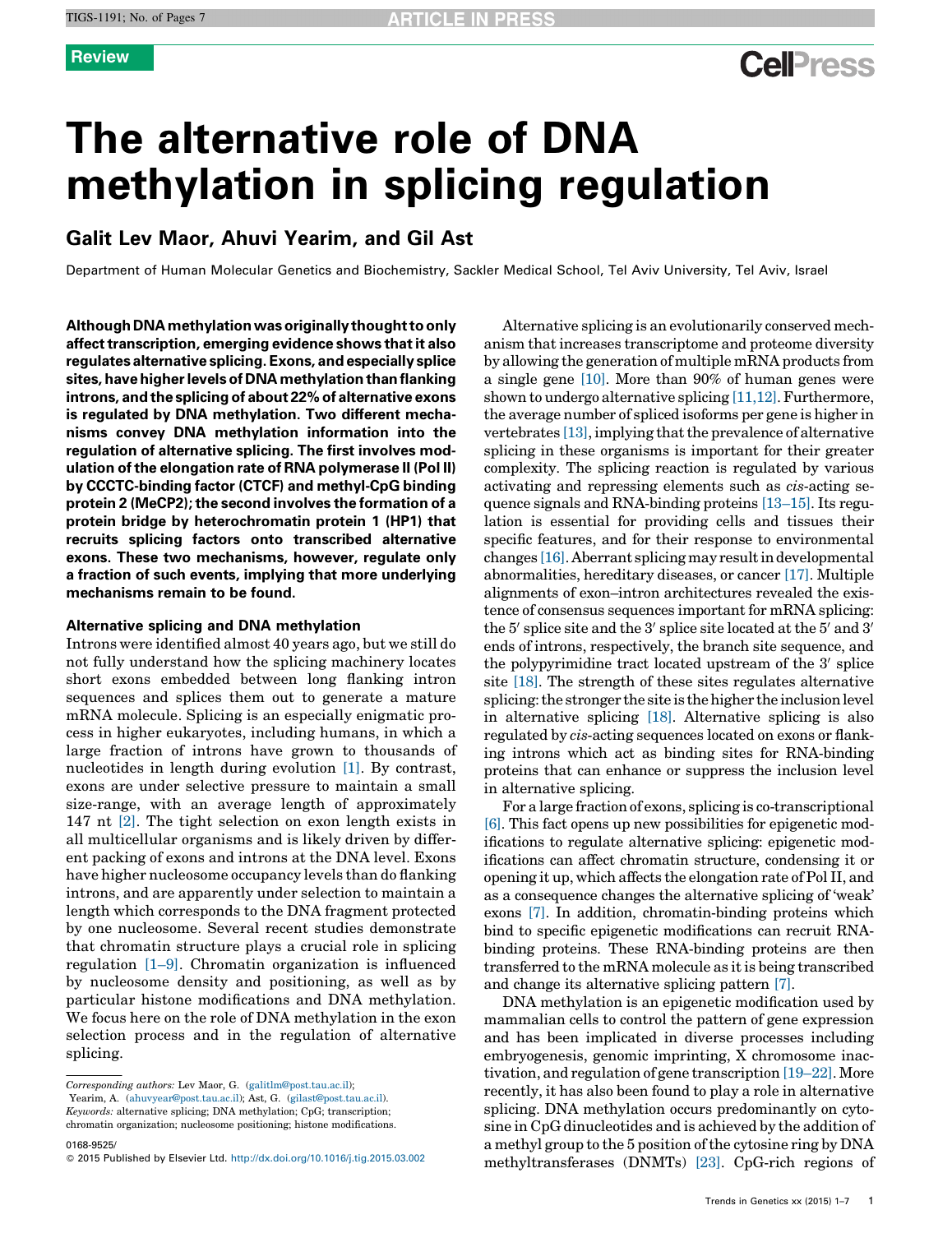Review

# The alternative role of DNA methylation in splicing regulation

## Galit Lev Maor, Ahuvi Yearim, and Gil Ast

Department of Human Molecular Genetics and Biochemistry, Sackler Medical School, Tel Aviv University, Tel Aviv, Israel

**Although DNA methylation was originally thought to only affect transcription, emerging evidence shows that it also regulates alternative splicing. Exons, and especially splice sites, have higher levels of DNA methylation than flanking introns, and the splicing of about 22% of alternative exons is regulated by DNA methylation. Two different mechanisms convey DNA methylation information into the regulation of alternative splicing. The first involves modulation of the elongation rate of RNA polymerase II (Pol II) by CCCTC-binding factor (CTCF) and methyl-CpG binding protein 2 (MeCP2); the second involves the formation of a protein bridge by heterochromatin protein 1 (HP1) that recruits splicing factors onto transcribed alternative exons. These two mechanisms, however, regulate only a fraction of such events, implying that more underlying mechanisms remain to be found.**

### Alternative splicing and DNA methylation

Introns were identified almost 40 years ago, but we still do not fully understand how the splicing machinery locates short exons embedded between long flanking intron sequences and splices them out to generate a mature mRNA molecule. Splicing is an especially enigmatic process in higher eukaryotes, including humans, in which a large fraction of introns have grown to thousands of nucleotides in length during evolution [1]. By contrast, exons are under selective pressure to maintain a small size-range, with an average length of approximately 147 nt [2]. The tight selection on exon length exists in all multicellular organisms and is likely driven by different packing of exons and introns at the DNA level. Exons have higher nucleosome occupancy levels than do flanking introns, and are apparently under selection to maintain a length which corresponds to the DNA fragment protected by one nucleosome. Several recent studies demonstrate that chromatin structure plays a crucial role in splicing regulation [1–9]. Chromatin organization is influenced by nucleosome density and positioning, as well as by particular histone modifications and DNA methylation. We focus here on the role of DNA methylation in the exon selection process and in the regulation of alternative splicing.

Alternative splicing is an evolutionarily conserved mechanism that increases transcriptome and proteome diversity by allowing the generation of multiple mRNA products from a single gene [10]. More than 90% of human genes were shown to undergo alternative splicing [11,12]. Furthermore, the average number of spliced isoforms per gene is higher in vertebrates [13], implying that the prevalence of alternative splicing in these organisms is important for their greater complexity. The splicing reaction is regulated by various activating and repressing elements such as *cis*-acting sequence signals and RNA-binding proteins [13–15]. Its regulation is essential for providing cells and tissues their specific features, and for their response to environmental changes [16]. Aberrant splicing may result in developmental abnormalities, hereditary diseases, or cancer [17]. Multiple alignments of exon–intron architectures revealed the existence of consensus sequences important for mRNA splicing: the 5′ splice site and the 3′ splice site located at the 5′ and 3′ ends of introns, respectively, the branch site sequence, and the polypyrimidine tract located upstream of the 3′ splice site [18]. The strength of these sites regulates alternative splicing: the stronger the site is the higher the inclusion level in alternative splicing [18]. Alternative splicing is also regulated by *cis*-acting sequences located on exons or flanking introns which act as binding sites for RNA-binding proteins that can enhance or suppress the inclusion level in alternative splicing.

For a large fraction of exons, splicing is co-transcriptional [6]. This fact opens up new possibilities for epigenetic modifications to regulate alternative splicing: epigenetic modifications can affect chromatin structure, condensing it or opening it up, which affects the elongation rate of Pol II, and as a consequence changes the alternative splicing of 'weak' exons [7]. In addition, chromatin-binding proteins which bind to specific epigenetic modifications can recruit RNA-binding proteins. These RNA-binding proteins are then transferred to the mRNA molecule as it is being transcribed and change its alternative splicing pattern [7].

DNA methylation is an epigenetic modification used by mammalian cells to control the pattern of gene expression and has been implicated in diverse processes including embryogenesis, genomic imprinting, X chromosome inactivation, and regulation of gene transcription [19–22]. More recently, it has also been found to play a role in alternative splicing. DNA methylation occurs predominantly on cytosine in CpG dinucleotides and is achieved by the addition of a methyl group to the 5 position of the cytosine ring by DNA methyltransferases (DNMTs) [23]. CpG-rich regions of

Corresponding authors: Lev Maor, G. (galitlm@post.tau.ac.il); Yearim, A. (ahuvyear@post.tau.ac.il); Ast, G. (gilast@post.tau.ac.il).
*Keywords:* alternative splicing; DNA methylation; CpG; transcription; chromatin organization; nucleosome positioning; histone modifications.

0168-9525/
© 2015 Published by Elsevier Ltd. http://dx.doi.org/10.1016/j.tig.2015.03.002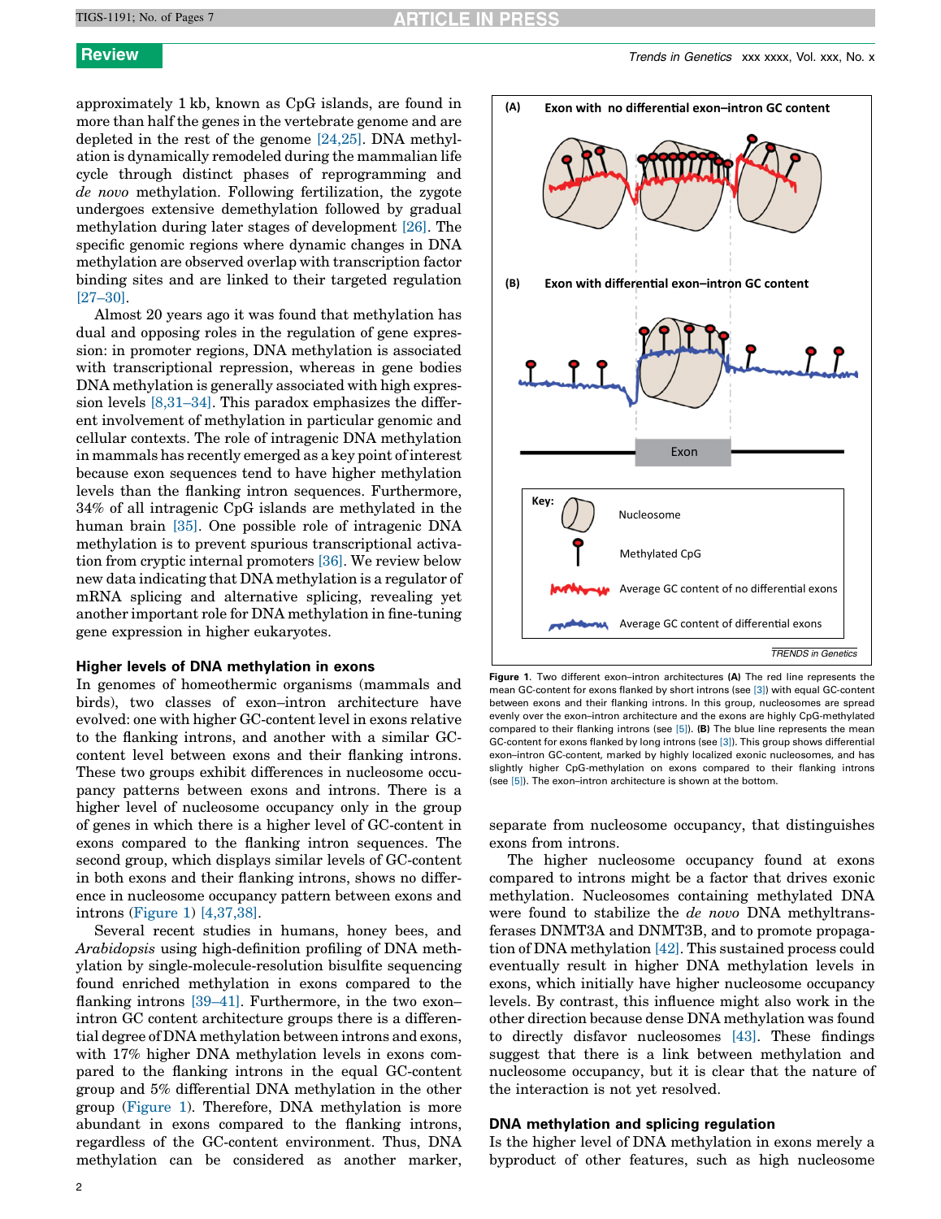approximately 1 kb, known as CpG islands, are found in more than half the genes in the vertebrate genome and are depleted in the rest of the genome [24,25]. DNA methylation is dynamically remodeled during the mammalian life cycle through distinct phases of reprogramming and *de novo* methylation. Following fertilization, the zygote undergoes extensive demethylation followed by gradual methylation during later stages of development [26]. The specific genomic regions where dynamic changes in DNA methylation are observed overlap with transcription factor binding sites and are linked to their targeted regulation [27–30].

Almost 20 years ago it was found that methylation has dual and opposing roles in the regulation of gene expression: in promoter regions, DNA methylation is associated with transcriptional repression, whereas in gene bodies DNA methylation is generally associated with high expression levels [8,31–34]. This paradox emphasizes the different involvement of methylation in particular genomic and cellular contexts. The role of intragenic DNA methylation in mammals has recently emerged as a key point of interest because exon sequences tend to have higher methylation levels than the flanking intron sequences. Furthermore, 34% of all intragenic CpG islands are methylated in the human brain [35]. One possible role of intragenic DNA methylation is to prevent spurious transcriptional activation from cryptic internal promoters [36]. We review below new data indicating that DNA methylation is a regulator of mRNA splicing and alternative splicing, revealing yet another important role for DNA methylation in fine-tuning gene expression in higher eukaryotes.

## Higher levels of DNA methylation in exons

In genomes of homeothermic organisms (mammals and birds), two classes of exon–intron architecture have evolved: one with higher GC-content level in exons relative to the flanking introns, and another with a similar GC-content level between exons and their flanking introns. These two groups exhibit differences in nucleosome occupancy patterns between exons and introns. There is a higher level of nucleosome occupancy only in the group of genes in which there is a higher level of GC-content in exons compared to the flanking intron sequences. The second group, which displays similar levels of GC-content in both exons and their flanking introns, shows no difference in nucleosome occupancy pattern between exons and introns (Figure 1) [4,37,38].

Several recent studies in humans, honey bees, and *Arabidopsis* using high-definition profiling of DNA methylation by single-molecule-resolution bisulfite sequencing found enriched methylation in exons compared to the flanking introns [39–41]. Furthermore, in the two exon–intron GC content architecture groups there is a differential degree of DNA methylation between introns and exons, with 17% higher DNA methylation levels in exons compared to the flanking introns in the equal GC-content group and 5% differential DNA methylation in the other group (Figure 1). Therefore, DNA methylation is more abundant in exons compared to the flanking introns, regardless of the GC-content environment. Thus, DNA methylation can be considered as another marker, separate from nucleosome occupancy, that distinguishes exons from introns.

(A) Exon with no differential exon–intron GC content

(B) Exon with differential exon–intron GC content

Exon

Key: Nucleosome; Methylated CpG; Average GC content of no differential exons; Average GC content of differential exons

**Figure 1.** Two different exon–intron architectures **(A)** The red line represents the mean GC-content for exons flanked by short introns (see [3]) with equal GC-content between exons and their flanking introns. In this group, nucleosomes are spread evenly over the exon–intron architecture and the exons are highly CpG-methylated compared to their flanking introns (see [5]). **(B)** The blue line represents the mean GC-content for exons flanked by long introns (see [3]). This group shows differential exon–intron GC-content, marked by highly localized exonic nucleosomes, and has slightly higher CpG-methylation on exons compared to their flanking introns (see [5]). The exon–intron architecture is shown at the bottom.

The higher nucleosome occupancy found at exons compared to introns might be a factor that drives exonic methylation. Nucleosomes containing methylated DNA were found to stabilize the *de novo* DNA methyltransferases DNMT3A and DNMT3B, and to promote propagation of DNA methylation [42]. This sustained process could eventually result in higher DNA methylation levels in exons, which initially have higher nucleosome occupancy levels. By contrast, this influence might also work in the other direction because dense DNA methylation was found to directly disfavor nucleosomes [43]. These findings suggest that there is a link between methylation and nucleosome occupancy, but it is clear that the nature of the interaction is not yet resolved.

## DNA methylation and splicing regulation

Is the higher level of DNA methylation in exons merely a byproduct of other features, such as high nucleosome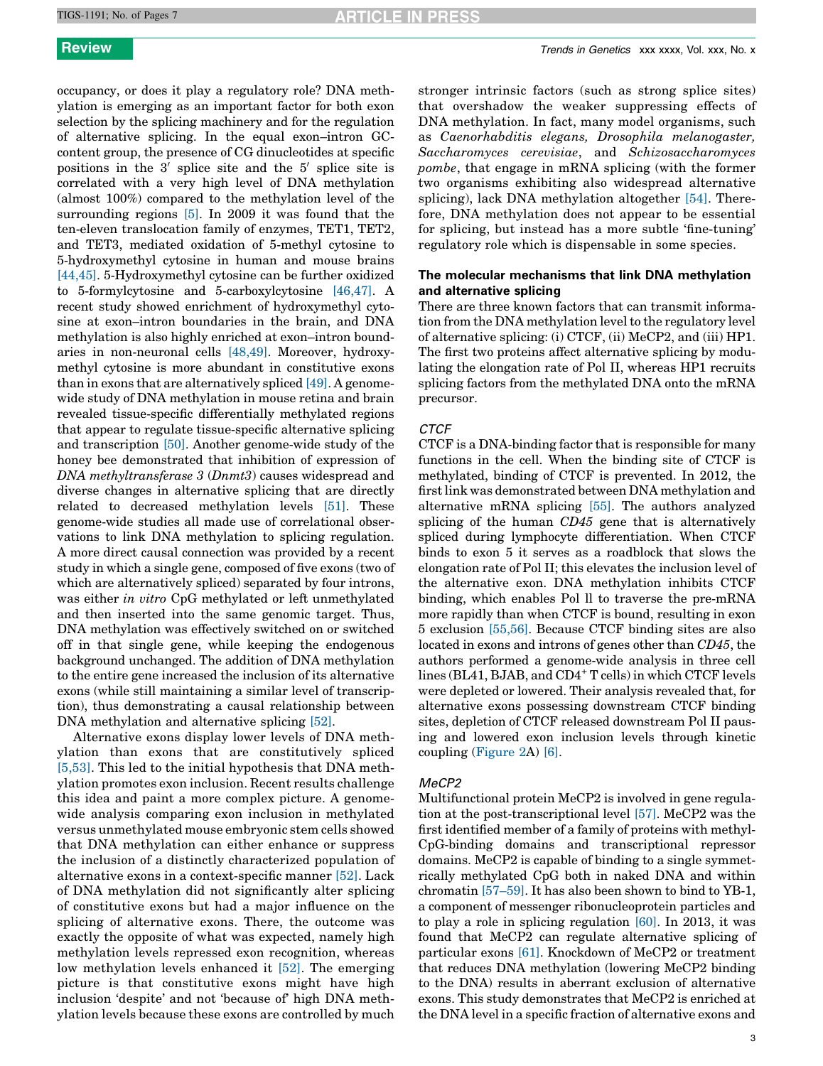occupancy, or does it play a regulatory role? DNA methylation is emerging as an important factor for both exon selection by the splicing machinery and for the regulation of alternative splicing. In the equal exon–intron GC-content group, the presence of CG dinucleotides at specific positions in the 3′ splice site and the 5′ splice site is correlated with a very high level of DNA methylation (almost 100%) compared to the methylation level of the surrounding regions [5]. In 2009 it was found that the ten-eleven translocation family of enzymes, TET1, TET2, and TET3, mediated oxidation of 5-methyl cytosine to 5-hydroxymethyl cytosine in human and mouse brains [44,45]. 5-Hydroxymethyl cytosine can be further oxidized to 5-formylcytosine and 5-carboxylcytosine [46,47]. A recent study showed enrichment of hydroxymethyl cytosine at exon–intron boundaries in the brain, and DNA methylation is also highly enriched at exon–intron boundaries in non-neuronal cells [48,49]. Moreover, hydroxymethyl cytosine is more abundant in constitutive exons than in exons that are alternatively spliced [49]. A genome-wide study of DNA methylation in mouse retina and brain revealed tissue-specific differentially methylated regions that appear to regulate tissue-specific alternative splicing and transcription [50]. Another genome-wide study of the honey bee demonstrated that inhibition of expression of *DNA methyltransferase 3* (*Dnmt3*) causes widespread and diverse changes in alternative splicing that are directly related to decreased methylation levels [51]. These genome-wide studies all made use of correlational observations to link DNA methylation to splicing regulation. A more direct causal connection was provided by a recent study in which a single gene, composed of five exons (two of which are alternatively spliced) separated by four introns, was either *in vitro* CpG methylated or left unmethylated and then inserted into the same genomic target. Thus, DNA methylation was effectively switched on or switched off in that single gene, while keeping the endogenous background unchanged. The addition of DNA methylation to the entire gene increased the inclusion of its alternative exons (while still maintaining a similar level of transcription), thus demonstrating a causal relationship between DNA methylation and alternative splicing [52].

Alternative exons display lower levels of DNA methylation than exons that are constitutively spliced [5,53]. This led to the initial hypothesis that DNA methylation promotes exon inclusion. Recent results challenge this idea and paint a more complex picture. A genome-wide analysis comparing exon inclusion in methylated versus unmethylated mouse embryonic stem cells showed that DNA methylation can either enhance or suppress the inclusion of a distinctly characterized population of alternative exons in a context-specific manner [52]. Lack of DNA methylation did not significantly alter splicing of constitutive exons but had a major influence on the splicing of alternative exons. There, the outcome was exactly the opposite of what was expected, namely high methylation levels repressed exon recognition, whereas low methylation levels enhanced it [52]. The emerging picture is that constitutive exons might have high inclusion 'despite' and not 'because of' high DNA methylation levels because these exons are controlled by much stronger intrinsic factors (such as strong splice sites) that overshadow the weaker suppressing effects of DNA methylation. In fact, many model organisms, such as *Caenorhabditis elegans, Drosophila melanogaster, Saccharomyces cerevisiae*, and *Schizosaccharomyces pombe*, that engage in mRNA splicing (with the former two organisms exhibiting also widespread alternative splicing), lack DNA methylation altogether [54]. Therefore, DNA methylation does not appear to be essential for splicing, but instead has a more subtle 'fine-tuning' regulatory role which is dispensable in some species.

## The molecular mechanisms that link DNA methylation and alternative splicing

There are three known factors that can transmit information from the DNA methylation level to the regulatory level of alternative splicing: (i) CTCF, (ii) MeCP2, and (iii) HP1. The first two proteins affect alternative splicing by modulating the elongation rate of Pol II, whereas HP1 recruits splicing factors from the methylated DNA onto the mRNA precursor.

### *CTCF*

CTCF is a DNA-binding factor that is responsible for many functions in the cell. When the binding site of CTCF is methylated, binding of CTCF is prevented. In 2012, the first link was demonstrated between DNA methylation and alternative mRNA splicing [55]. The authors analyzed splicing of the human *CD45* gene that is alternatively spliced during lymphocyte differentiation. When CTCF binds to exon 5 it serves as a roadblock that slows the elongation rate of Pol II; this elevates the inclusion level of the alternative exon. DNA methylation inhibits CTCF binding, which enables Pol ll to traverse the pre-mRNA more rapidly than when CTCF is bound, resulting in exon 5 exclusion [55,56]. Because CTCF binding sites are also located in exons and introns of genes other than *CD45*, the authors performed a genome-wide analysis in three cell lines (BL41, BJAB, and $CD4^+$ T cells) in which CTCF levels were depleted or lowered. Their analysis revealed that, for alternative exons possessing downstream CTCF binding sites, depletion of CTCF released downstream Pol II pausing and lowered exon inclusion levels through kinetic coupling (Figure 2A) [6].

### *MeCP2*

Multifunctional protein MeCP2 is involved in gene regulation at the post-transcriptional level [57]. MeCP2 was the first identified member of a family of proteins with methyl-CpG-binding domains and transcriptional repressor domains. MeCP2 is capable of binding to a single symmetrically methylated CpG both in naked DNA and within chromatin [57–59]. It has also been shown to bind to YB-1, a component of messenger ribonucleoprotein particles and to play a role in splicing regulation [60]. In 2013, it was found that MeCP2 can regulate alternative splicing of particular exons [61]. Knockdown of MeCP2 or treatment that reduces DNA methylation (lowering MeCP2 binding to the DNA) results in aberrant exclusion of alternative exons. This study demonstrates that MeCP2 is enriched at the DNA level in a specific fraction of alternative exons and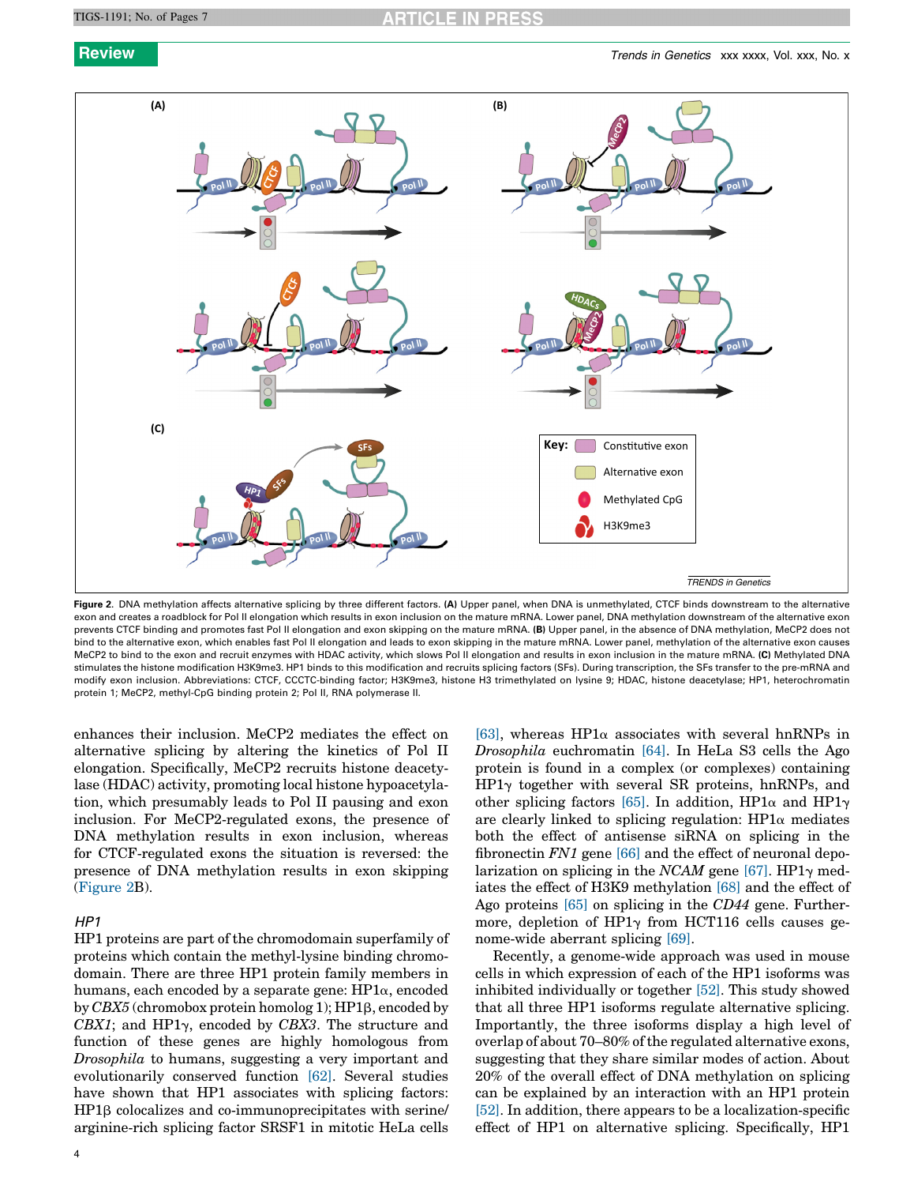Figure 2. DNA methylation affects alternative splicing by three different factors. (A) Upper panel, when DNA is unmethylated, CTCF binds downstream to the alternative exon and creates a roadblock for Pol II elongation which results in exon inclusion on the mature mRNA. Lower panel, DNA methylation downstream of the alternative exon prevents CTCF binding and promotes fast Pol II elongation and exon skipping on the mature mRNA. (B) Upper panel, in the absence of DNA methylation, MeCP2 does not bind to the alternative exon, which enables fast Pol II elongation and leads to exon skipping in the mature mRNA. Lower panel, methylation of the alternative exon causes MeCP2 to bind to the exon and recruit enzymes with HDAC activity, which slows Pol II elongation and results in exon inclusion in the mature mRNA. (C) Methylated DNA stimulates the histone modification H3K9me3. HP1 binds to this modification and recruits splicing factors (SFs). During transcription, the SFs transfer to the pre-mRNA and modify exon inclusion. Abbreviations: CTCF, CCCTC-binding factor; H3K9me3, histone H3 trimethylated on lysine 9; HDAC, histone deacetylase; HP1, heterochromatin protein 1; MeCP2, methyl-CpG binding protein 2; Pol II, RNA polymerase II.

enhances their inclusion. MeCP2 mediates the effect on alternative splicing by altering the kinetics of Pol II elongation. Specifically, MeCP2 recruits histone deacetylase (HDAC) activity, promoting local histone hypoacetylation, which presumably leads to Pol II pausing and exon inclusion. For MeCP2-regulated exons, the presence of DNA methylation results in exon inclusion, whereas for CTCF-regulated exons the situation is reversed: the presence of DNA methylation results in exon skipping (Figure 2B).

### HP1

HP1 proteins are part of the chromodomain superfamily of proteins which contain the methyl-lysine binding chromodomain. There are three HP1 protein family members in humans, each encoded by a separate gene: HP1α, encoded by *CBX5* (chromobox protein homolog 1); HP1β, encoded by *CBX1*; and HP1γ, encoded by *CBX3*. The structure and function of these genes are highly homologous from *Drosophila* to humans, suggesting a very important and evolutionarily conserved function [62]. Several studies have shown that HP1 associates with splicing factors: HP1β colocalizes and co-immunoprecipitates with serine/arginine-rich splicing factor SRSF1 in mitotic HeLa cells [63], whereas HP1α associates with several hnRNPs in *Drosophila* euchromatin [64]. In HeLa S3 cells the Ago protein is found in a complex (or complexes) containing HP1γ together with several SR proteins, hnRNPs, and other splicing factors [65]. In addition, HP1α and HP1γ are clearly linked to splicing regulation: HP1α mediates both the effect of antisense siRNA on splicing in the fibronectin *FN1* gene [66] and the effect of neuronal depolarization on splicing in the *NCAM* gene [67]. HP1γ mediates the effect of H3K9 methylation [68] and the effect of Ago proteins [65] on splicing in the *CD44* gene. Furthermore, depletion of HP1γ from HCT116 cells causes genome-wide aberrant splicing [69].

Recently, a genome-wide approach was used in mouse cells in which expression of each of the HP1 isoforms was inhibited individually or together [52]. This study showed that all three HP1 isoforms regulate alternative splicing. Importantly, the three isoforms display a high level of overlap of about 70–80% of the regulated alternative exons, suggesting that they share similar modes of action. About 20% of the overall effect of DNA methylation on splicing can be explained by an interaction with an HP1 protein [52]. In addition, there appears to be a localization-specific effect of HP1 on alternative splicing. Specifically, HP1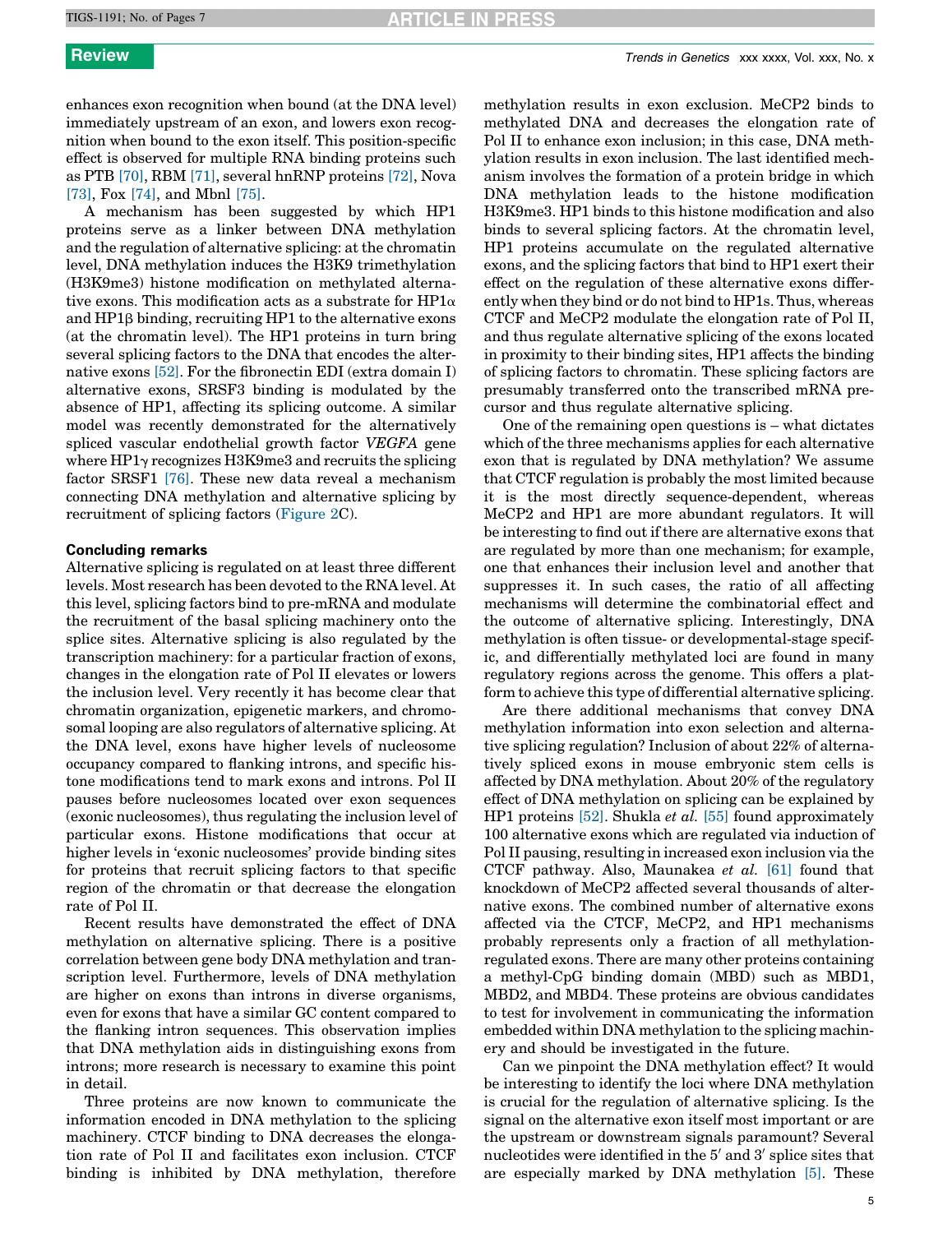enhances exon recognition when bound (at the DNA level) immediately upstream of an exon, and lowers exon recognition when bound to the exon itself. This position-specific effect is observed for multiple RNA binding proteins such as PTB [70], RBM [71], several hnRNP proteins [72], Nova [73], Fox [74], and Mbnl [75].

A mechanism has been suggested by which HP1 proteins serve as a linker between DNA methylation and the regulation of alternative splicing: at the chromatin level, DNA methylation induces the H3K9 trimethylation (H3K9me3) histone modification on methylated alternative exons. This modification acts as a substrate for HP1α and HP1β binding, recruiting HP1 to the alternative exons (at the chromatin level). The HP1 proteins in turn bring several splicing factors to the DNA that encodes the alternative exons [52]. For the fibronectin EDI (extra domain I) alternative exons, SRSF3 binding is modulated by the absence of HP1, affecting its splicing outcome. A similar model was recently demonstrated for the alternatively spliced vascular endothelial growth factor *VEGFA* gene where HP1γ recognizes H3K9me3 and recruits the splicing factor SRSF1 [76]. These new data reveal a mechanism connecting DNA methylation and alternative splicing by recruitment of splicing factors (Figure 2C).

### Concluding remarks

Alternative splicing is regulated on at least three different levels. Most research has been devoted to the RNA level. At this level, splicing factors bind to pre-mRNA and modulate the recruitment of the basal splicing machinery onto the splice sites. Alternative splicing is also regulated by the transcription machinery: for a particular fraction of exons, changes in the elongation rate of Pol II elevates or lowers the inclusion level. Very recently it has become clear that chromatin organization, epigenetic markers, and chromosomal looping are also regulators of alternative splicing. At the DNA level, exons have higher levels of nucleosome occupancy compared to flanking introns, and specific histone modifications tend to mark exons and introns. Pol II pauses before nucleosomes located over exon sequences (exonic nucleosomes), thus regulating the inclusion level of particular exons. Histone modifications that occur at higher levels in 'exonic nucleosomes' provide binding sites for proteins that recruit splicing factors to that specific region of the chromatin or that decrease the elongation rate of Pol II.

Recent results have demonstrated the effect of DNA methylation on alternative splicing. There is a positive correlation between gene body DNA methylation and transcription level. Furthermore, levels of DNA methylation are higher on exons than introns in diverse organisms, even for exons that have a similar GC content compared to the flanking intron sequences. This observation implies that DNA methylation aids in distinguishing exons from introns; more research is necessary to examine this point in detail.

Three proteins are now known to communicate the information encoded in DNA methylation to the splicing machinery. CTCF binding to DNA decreases the elongation rate of Pol II and facilitates exon inclusion. CTCF binding is inhibited by DNA methylation, therefore methylation results in exon exclusion. MeCP2 binds to methylated DNA and decreases the elongation rate of Pol II to enhance exon inclusion; in this case, DNA methylation results in exon inclusion. The last identified mechanism involves the formation of a protein bridge in which DNA methylation leads to the histone modification H3K9me3. HP1 binds to this histone modification and also binds to several splicing factors. At the chromatin level, HP1 proteins accumulate on the regulated alternative exons, and the splicing factors that bind to HP1 exert their effect on the regulation of these alternative exons differently when they bind or do not bind to HP1s. Thus, whereas CTCF and MeCP2 modulate the elongation rate of Pol II, and thus regulate alternative splicing of the exons located in proximity to their binding sites, HP1 affects the binding of splicing factors to chromatin. These splicing factors are presumably transferred onto the transcribed mRNA precursor and thus regulate alternative splicing.

One of the remaining open questions is – what dictates which of the three mechanisms applies for each alternative exon that is regulated by DNA methylation? We assume that CTCF regulation is probably the most limited because it is the most directly sequence-dependent, whereas MeCP2 and HP1 are more abundant regulators. It will be interesting to find out if there are alternative exons that are regulated by more than one mechanism; for example, one that enhances their inclusion level and another that suppresses it. In such cases, the ratio of all affecting mechanisms will determine the combinatorial effect and the outcome of alternative splicing. Interestingly, DNA methylation is often tissue- or developmental-stage specific, and differentially methylated loci are found in many regulatory regions across the genome. This offers a platform to achieve this type of differential alternative splicing.

Are there additional mechanisms that convey DNA methylation information into exon selection and alternative splicing regulation? Inclusion of about 22% of alternatively spliced exons in mouse embryonic stem cells is affected by DNA methylation. About 20% of the regulatory effect of DNA methylation on splicing can be explained by HP1 proteins [52]. Shukla *et al.* [55] found approximately 100 alternative exons which are regulated via induction of Pol II pausing, resulting in increased exon inclusion via the CTCF pathway. Also, Maunakea *et al.* [61] found that knockdown of MeCP2 affected several thousands of alternative exons. The combined number of alternative exons affected via the CTCF, MeCP2, and HP1 mechanisms probably represents only a fraction of all methylation-regulated exons. There are many other proteins containing a methyl-CpG binding domain (MBD) such as MBD1, MBD2, and MBD4. These proteins are obvious candidates to test for involvement in communicating the information embedded within DNA methylation to the splicing machinery and should be investigated in the future.

Can we pinpoint the DNA methylation effect? It would be interesting to identify the loci where DNA methylation is crucial for the regulation of alternative splicing. Is the signal on the alternative exon itself most important or are the upstream or downstream signals paramount? Several nucleotides were identified in the 5′ and 3′ splice sites that are especially marked by DNA methylation [5]. These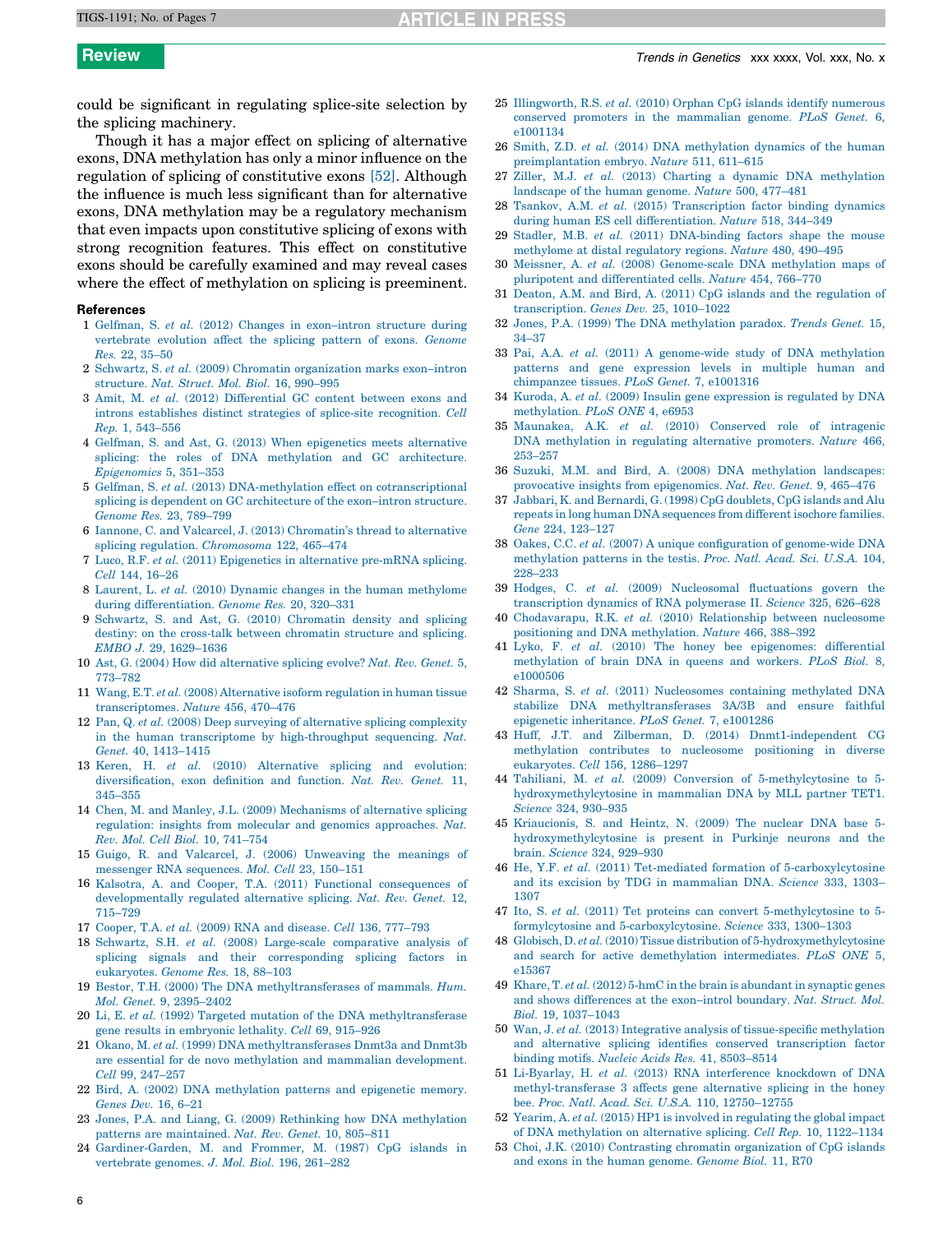could be significant in regulating splice-site selection by the splicing machinery.

Though it has a major effect on splicing of alternative exons, DNA methylation has only a minor influence on the regulation of splicing of constitutive exons [52]. Although the influence is much less significant than for alternative exons, DNA methylation may be a regulatory mechanism that even impacts upon constitutive splicing of exons with strong recognition features. This effect on constitutive exons should be carefully examined and may reveal cases where the effect of methylation on splicing is preeminent.

## References

1 Gelfman, S. *et al.* (2012) Changes in exon–intron structure during vertebrate evolution affect the splicing pattern of exons. *Genome Res.* 22, 35–50

2 Schwartz, S. *et al.* (2009) Chromatin organization marks exon–intron structure. *Nat. Struct. Mol. Biol.* 16, 990–995

3 Amit, M. *et al.* (2012) Differential GC content between exons and introns establishes distinct strategies of splice-site recognition. *Cell Rep.* 1, 543–556

4 Gelfman, S. and Ast, G. (2013) When epigenetics meets alternative splicing: the roles of DNA methylation and GC architecture. *Epigenomics* 5, 351–353

5 Gelfman, S. *et al.* (2013) DNA-methylation effect on cotranscriptional splicing is dependent on GC architecture of the exon–intron structure. *Genome Res.* 23, 789–799

6 Iannone, C. and Valcarcel, J. (2013) Chromatin's thread to alternative splicing regulation. *Chromosoma* 122, 465–474

7 Luco, R.F. *et al.* (2011) Epigenetics in alternative pre-mRNA splicing. *Cell* 144, 16–26

8 Laurent, L. *et al.* (2010) Dynamic changes in the human methylome during differentiation. *Genome Res.* 20, 320–331

9 Schwartz, S. and Ast, G. (2010) Chromatin density and splicing destiny: on the cross-talk between chromatin structure and splicing. *EMBO J.* 29, 1629–1636

10 Ast, G. (2004) How did alternative splicing evolve? *Nat. Rev. Genet.* 5, 773–782

11 Wang, E.T. *et al.* (2008) Alternative isoform regulation in human tissue transcriptomes. *Nature* 456, 470–476

12 Pan, Q. *et al.* (2008) Deep surveying of alternative splicing complexity in the human transcriptome by high-throughput sequencing. *Nat. Genet.* 40, 1413–1415

13 Keren, H. *et al.* (2010) Alternative splicing and evolution: diversification, exon definition and function. *Nat. Rev. Genet.* 11, 345–355

14 Chen, M. and Manley, J.L. (2009) Mechanisms of alternative splicing regulation: insights from molecular and genomics approaches. *Nat. Rev. Mol. Cell Biol.* 10, 741–754

15 Guigo, R. and Valcarcel, J. (2006) Unweaving the meanings of messenger RNA sequences. *Mol. Cell* 23, 150–151

16 Kalsotra, A. and Cooper, T.A. (2011) Functional consequences of developmentally regulated alternative splicing. *Nat. Rev. Genet.* 12, 715–729

17 Cooper, T.A. *et al.* (2009) RNA and disease. *Cell* 136, 777–793

18 Schwartz, S.H. *et al.* (2008) Large-scale comparative analysis of splicing signals and their corresponding splicing factors in eukaryotes. *Genome Res.* 18, 88–103

19 Bestor, T.H. (2000) The DNA methyltransferases of mammals. *Hum. Mol. Genet.* 9, 2395–2402

20 Li, E. *et al.* (1992) Targeted mutation of the DNA methyltransferase gene results in embryonic lethality. *Cell* 69, 915–926

21 Okano, M. *et al.* (1999) DNA methyltransferases Dnmt3a and Dnmt3b are essential for de novo methylation and mammalian development. *Cell* 99, 247–257

22 Bird, A. (2002) DNA methylation patterns and epigenetic memory. *Genes Dev.* 16, 6–21

23 Jones, P.A. and Liang, G. (2009) Rethinking how DNA methylation patterns are maintained. *Nat. Rev. Genet.* 10, 805–811

24 Gardiner-Garden, M. and Frommer, M. (1987) CpG islands in vertebrate genomes. *J. Mol. Biol.* 196, 261–282

25 Illingworth, R.S. *et al.* (2010) Orphan CpG islands identify numerous conserved promoters in the mammalian genome. *PLoS Genet.* 6, e1001134

26 Smith, Z.D. *et al.* (2014) DNA methylation dynamics of the human preimplantation embryo. *Nature* 511, 611–615

27 Ziller, M.J. *et al.* (2013) Charting a dynamic DNA methylation landscape of the human genome. *Nature* 500, 477–481

28 Tsankov, A.M. *et al.* (2015) Transcription factor binding dynamics during human ES cell differentiation. *Nature* 518, 344–349

29 Stadler, M.B. *et al.* (2011) DNA-binding factors shape the mouse methylome at distal regulatory regions. *Nature* 480, 490–495

30 Meissner, A. *et al.* (2008) Genome-scale DNA methylation maps of pluripotent and differentiated cells. *Nature* 454, 766–770

31 Deaton, A.M. and Bird, A. (2011) CpG islands and the regulation of transcription. *Genes Dev.* 25, 1010–1022

32 Jones, P.A. (1999) The DNA methylation paradox. *Trends Genet.* 15, 34–37

33 Pai, A.A. *et al.* (2011) A genome-wide study of DNA methylation patterns and gene expression levels in multiple human and chimpanzee tissues. *PLoS Genet.* 7, e1001316

34 Kuroda, A. *et al.* (2009) Insulin gene expression is regulated by DNA methylation. *PLoS ONE* 4, e6953

35 Maunakea, A.K. *et al.* (2010) Conserved role of intragenic DNA methylation in regulating alternative promoters. *Nature* 466, 253–257

36 Suzuki, M.M. and Bird, A. (2008) DNA methylation landscapes: provocative insights from epigenomics. *Nat. Rev. Genet.* 9, 465–476

37 Jabbari, K. and Bernardi, G. (1998) CpG doublets, CpG islands and Alu repeats in long human DNA sequences from different isochore families. *Gene* 224, 123–127

38 Oakes, C.C. *et al.* (2007) A unique configuration of genome-wide DNA methylation patterns in the testis. *Proc. Natl. Acad. Sci. U.S.A.* 104, 228–233

39 Hodges, C. *et al.* (2009) Nucleosomal fluctuations govern the transcription dynamics of RNA polymerase II. *Science* 325, 626–628

40 Chodavarapu, R.K. *et al.* (2010) Relationship between nucleosome positioning and DNA methylation. *Nature* 466, 388–392

41 Lyko, F. *et al.* (2010) The honey bee epigenomes: differential methylation of brain DNA in queens and workers. *PLoS Biol.* 8, e1000506

42 Sharma, S. *et al.* (2011) Nucleosomes containing methylated DNA stabilize DNA methyltransferases 3A/3B and ensure faithful epigenetic inheritance. *PLoS Genet.* 7, e1001286

43 Huff, J.T. and Zilberman, D. (2014) Dnmt1-independent CG methylation contributes to nucleosome positioning in diverse eukaryotes. *Cell* 156, 1286–1297

44 Tahiliani, M. *et al.* (2009) Conversion of 5-methylcytosine to 5-hydroxymethylcytosine in mammalian DNA by MLL partner TET1. *Science* 324, 930–935

45 Kriaucionis, S. and Heintz, N. (2009) The nuclear DNA base 5-hydroxymethylcytosine is present in Purkinje neurons and the brain. *Science* 324, 929–930

46 He, Y.F. *et al.* (2011) Tet-mediated formation of 5-carboxylcytosine and its excision by TDG in mammalian DNA. *Science* 333, 1303–1307

47 Ito, S. *et al.* (2011) Tet proteins can convert 5-methylcytosine to 5-formylcytosine and 5-carboxylcytosine. *Science* 333, 1300–1303

48 Globisch, D. *et al.* (2010) Tissue distribution of 5-hydroxymethylcytosine and search for active demethylation intermediates. *PLoS ONE* 5, e15367

49 Khare, T. *et al.* (2012) 5-hmC in the brain is abundant in synaptic genes and shows differences at the exon–introl boundary. *Nat. Struct. Mol. Biol.* 19, 1037–1043

50 Wan, J. *et al.* (2013) Integrative analysis of tissue-specific methylation and alternative splicing identifies conserved transcription factor binding motifs. *Nucleic Acids Res.* 41, 8503–8514

51 Li-Byarlay, H. *et al.* (2013) RNA interference knockdown of DNA methyl-transferase 3 affects gene alternative splicing in the honey bee. *Proc. Natl. Acad. Sci. U.S.A.* 110, 12750–12755

52 Yearim, A. *et al.* (2015) HP1 is involved in regulating the global impact of DNA methylation on alternative splicing. *Cell Rep.* 10, 1122–1134

53 Choi, J.K. (2010) Contrasting chromatin organization of CpG islands and exons in the human genome. *Genome Biol.* 11, R70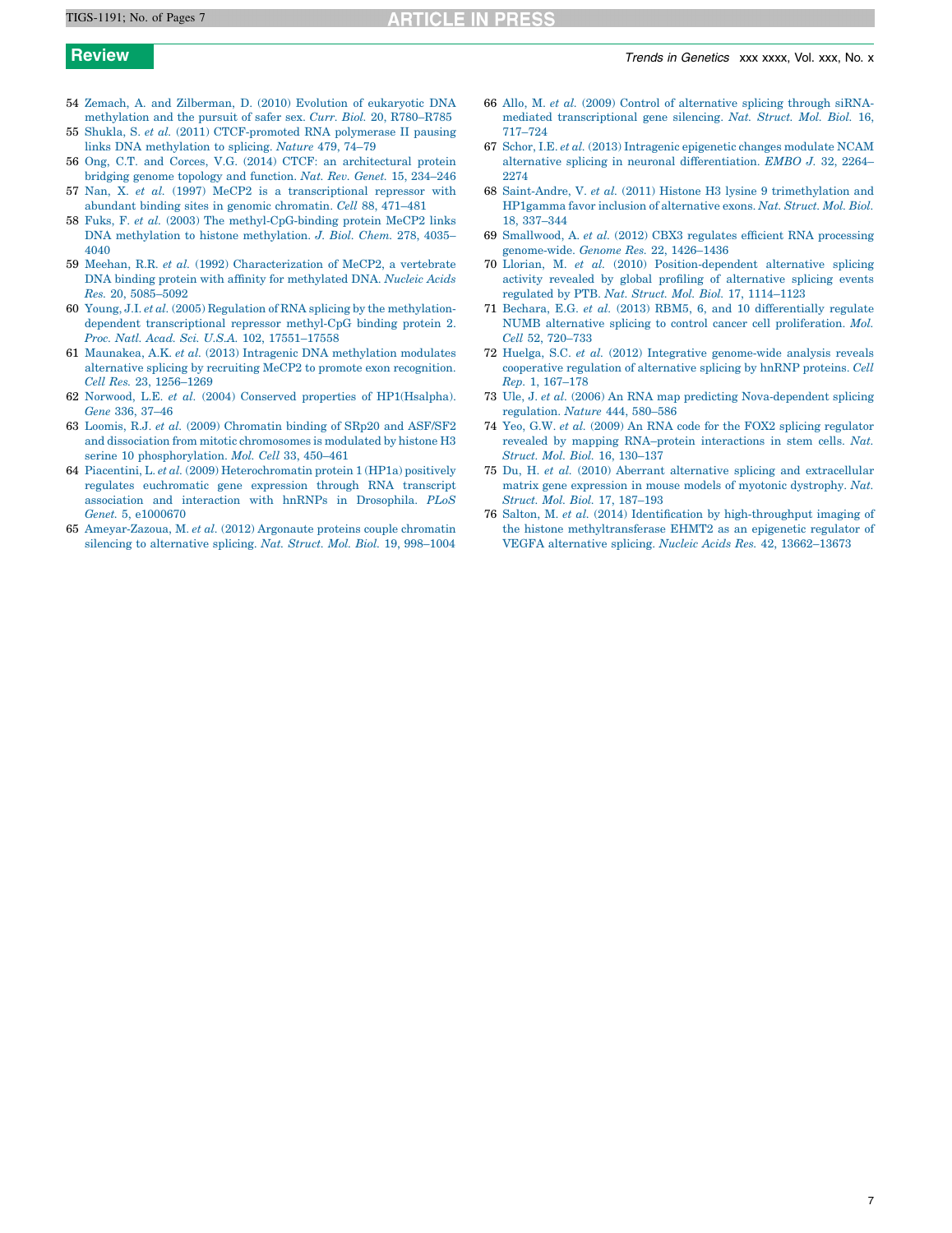54 Zemach, A. and Zilberman, D. (2010) Evolution of eukaryotic DNA methylation and the pursuit of safer sex. *Curr. Biol.* 20, R780–R785

55 Shukla, S. *et al.* (2011) CTCF-promoted RNA polymerase II pausing links DNA methylation to splicing. *Nature* 479, 74–79

56 Ong, C.T. and Corces, V.G. (2014) CTCF: an architectural protein bridging genome topology and function. *Nat. Rev. Genet.* 15, 234–246

57 Nan, X. *et al.* (1997) MeCP2 is a transcriptional repressor with abundant binding sites in genomic chromatin. *Cell* 88, 471–481

58 Fuks, F. *et al.* (2003) The methyl-CpG-binding protein MeCP2 links DNA methylation to histone methylation. *J. Biol. Chem.* 278, 4035–4040

59 Meehan, R.R. *et al.* (1992) Characterization of MeCP2, a vertebrate DNA binding protein with affinity for methylated DNA. *Nucleic Acids Res.* 20, 5085–5092

60 Young, J.I. *et al.* (2005) Regulation of RNA splicing by the methylation-dependent transcriptional repressor methyl-CpG binding protein 2. *Proc. Natl. Acad. Sci. U.S.A.* 102, 17551–17558

61 Maunakea, A.K. *et al.* (2013) Intragenic DNA methylation modulates alternative splicing by recruiting MeCP2 to promote exon recognition. *Cell Res.* 23, 1256–1269

62 Norwood, L.E. *et al.* (2004) Conserved properties of HP1(Hsalpha). *Gene* 336, 37–46

63 Loomis, R.J. *et al.* (2009) Chromatin binding of SRp20 and ASF/SF2 and dissociation from mitotic chromosomes is modulated by histone H3 serine 10 phosphorylation. *Mol. Cell* 33, 450–461

64 Piacentini, L. *et al.* (2009) Heterochromatin protein 1 (HP1a) positively regulates euchromatic gene expression through RNA transcript association and interaction with hnRNPs in Drosophila. *PLoS Genet.* 5, e1000670

65 Ameyar-Zazoua, M. *et al.* (2012) Argonaute proteins couple chromatin silencing to alternative splicing. *Nat. Struct. Mol. Biol.* 19, 998–1004

66 Allo, M. *et al.* (2009) Control of alternative splicing through siRNA-mediated transcriptional gene silencing. *Nat. Struct. Mol. Biol.* 16, 717–724

67 Schor, I.E. *et al.* (2013) Intragenic epigenetic changes modulate NCAM alternative splicing in neuronal differentiation. *EMBO J.* 32, 2264–2274

68 Saint-Andre, V. *et al.* (2011) Histone H3 lysine 9 trimethylation and HP1gamma favor inclusion of alternative exons. *Nat. Struct. Mol. Biol.* 18, 337–344

69 Smallwood, A. *et al.* (2012) CBX3 regulates efficient RNA processing genome-wide. *Genome Res.* 22, 1426–1436

70 Llorian, M. *et al.* (2010) Position-dependent alternative splicing activity revealed by global profiling of alternative splicing events regulated by PTB. *Nat. Struct. Mol. Biol.* 17, 1114–1123

71 Bechara, E.G. *et al.* (2013) RBM5, 6, and 10 differentially regulate NUMB alternative splicing to control cancer cell proliferation. *Mol. Cell* 52, 720–733

72 Huelga, S.C. *et al.* (2012) Integrative genome-wide analysis reveals cooperative regulation of alternative splicing by hnRNP proteins. *Cell Rep.* 1, 167–178

73 Ule, J. *et al.* (2006) An RNA map predicting Nova-dependent splicing regulation. *Nature* 444, 580–586

74 Yeo, G.W. *et al.* (2009) An RNA code for the FOX2 splicing regulator revealed by mapping RNA–protein interactions in stem cells. *Nat. Struct. Mol. Biol.* 16, 130–137

75 Du, H. *et al.* (2010) Aberrant alternative splicing and extracellular matrix gene expression in mouse models of myotonic dystrophy. *Nat. Struct. Mol. Biol.* 17, 187–193

76 Salton, M. *et al.* (2014) Identification by high-throughput imaging of the histone methyltransferase EHMT2 as an epigenetic regulator of VEGFA alternative splicing. *Nucleic Acids Res.* 42, 13662–13673